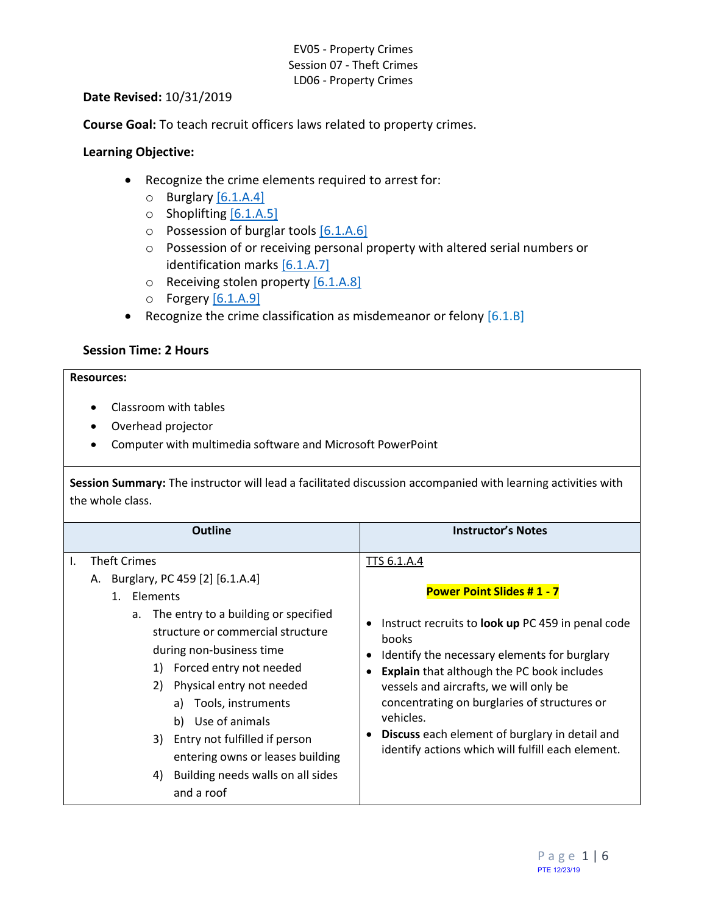EV05 - Property Crimes
Session 07 - Theft Crimes
LD06 - Property Crimes

**Date Revised:** 10/31/2019

**Course Goal:** To teach recruit officers laws related to property crimes.

**Learning Objective:**

- Recognize the crime elements required to arrest for:
  - Burglary [6.1.A.4]
  - Shoplifting [6.1.A.5]
  - Possession of burglar tools [6.1.A.6]
  - Possession of or receiving personal property with altered serial numbers or identification marks [6.1.A.7]
  - Receiving stolen property [6.1.A.8]
  - Forgery [6.1.A.9]
- Recognize the crime classification as misdemeanor or felony [6.1.B]

**Session Time: 2 Hours**

**Resources:**

- Classroom with tables
- Overhead projector
- Computer with multimedia software and Microsoft PowerPoint

**Session Summary:** The instructor will lead a facilitated discussion accompanied with learning activities with the whole class.

| Outline | Instructor's Notes |
|---|---|
| I. Theft Crimes<br>A. Burglary, PC 459 [2] [6.1.A.4]<br>1. Elements<br>a. The entry to a building or specified structure or commercial structure during non-business time<br>1) Forced entry not needed<br>2) Physical entry not needed<br>a) Tools, instruments<br>b) Use of animals<br>3) Entry not fulfilled if person entering owns or leases building<br>4) Building needs walls on all sides and a roof | TTS 6.1.A.4<br><br>**Power Point Slides # 1 - 7**<br><br>• Instruct recruits to **look up** PC 459 in penal code books<br>• Identify the necessary elements for burglary<br>• **Explain** that although the PC book includes vessels and aircrafts, we will only be concentrating on burglaries of structures or vehicles.<br>• **Discuss** each element of burglary in detail and identify actions which will fulfill each element. |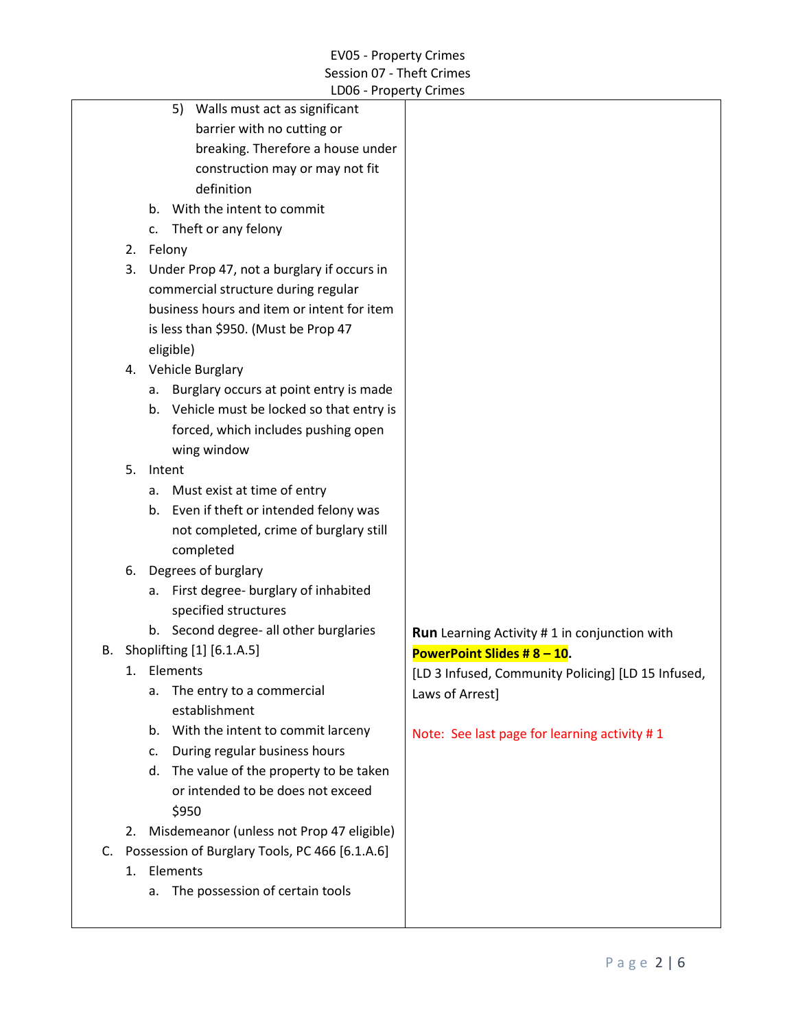| | |
|---|---|
| 5) Walls must act as significant barrier with no cutting or breaking. Therefore a house under construction may or may not fit definition<br>b. With the intent to commit<br>c. Theft or any felony<br>2. Felony<br>3. Under Prop 47, not a burglary if occurs in commercial structure during regular business hours and item or intent for item is less than $950. (Must be Prop 47 eligible)<br>4. Vehicle Burglary<br>a. Burglary occurs at point entry is made<br>b. Vehicle must be locked so that entry is forced, which includes pushing open wing window<br>5. Intent<br>a. Must exist at time of entry<br>b. Even if theft or intended felony was not completed, crime of burglary still completed<br>6. Degrees of burglary<br>a. First degree- burglary of inhabited specified structures<br>b. Second degree- all other burglaries | |
| B. Shoplifting [1] [6.1.A.5]<br>1. Elements<br>a. The entry to a commercial establishment<br>b. With the intent to commit larceny<br>c. During regular business hours<br>d. The value of the property to be taken or intended to be does not exceed $950<br>2. Misdemeanor (unless not Prop 47 eligible)<br>C. Possession of Burglary Tools, PC 466 [6.1.A.6]<br>1. Elements<br>a. The possession of certain tools | **Run** Learning Activity # 1 in conjunction with **PowerPoint Slides # 8 – 10**.<br>[LD 3 Infused, Community Policing] [LD 15 Infused, Laws of Arrest]<br><br>Note: See last page for learning activity # 1 |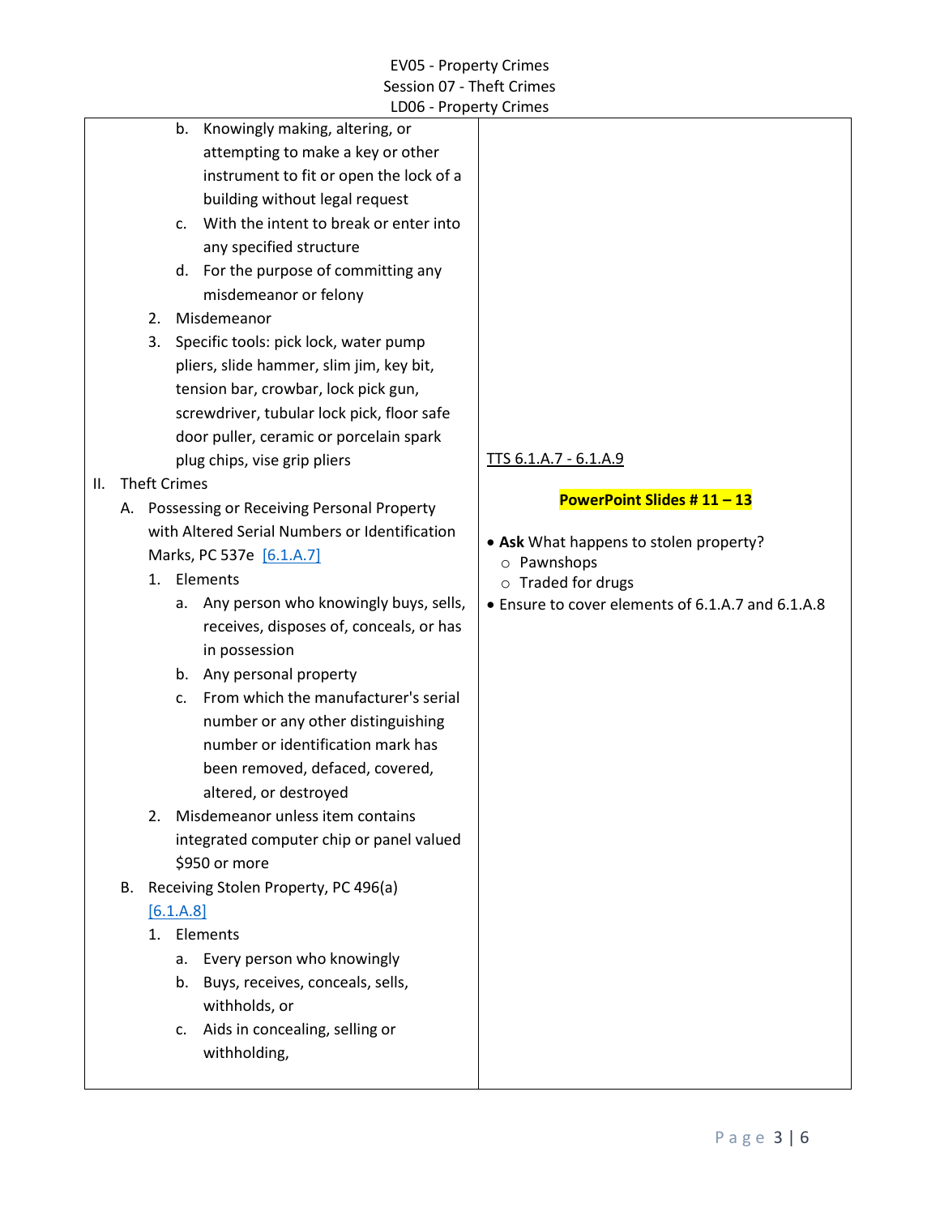| | |
|---|---|
| b. Knowingly making, altering, or attempting to make a key or other instrument to fit or open the lock of a building without legal request<br>c. With the intent to break or enter into any specified structure<br>d. For the purpose of committing any misdemeanor or felony<br>2. Misdemeanor<br>3. Specific tools: pick lock, water pump pliers, slide hammer, slim jim, key bit, tension bar, crowbar, lock pick gun, screwdriver, tubular lock pick, floor safe door puller, ceramic or porcelain spark plug chips, vise grip pliers | TTS 6.1.A.7 - 6.1.A.9 |
| II. Theft Crimes<br>A. Possessing or Receiving Personal Property with Altered Serial Numbers or Identification Marks, PC 537e [6.1.A.7]<br>1. Elements<br>a. Any person who knowingly buys, sells, receives, disposes of, conceals, or has in possession<br>b. Any personal property<br>c. From which the manufacturer's serial number or any other distinguishing number or identification mark has been removed, defaced, covered, altered, or destroyed<br>2. Misdemeanor unless item contains integrated computer chip or panel valued $950 or more<br>B. Receiving Stolen Property, PC 496(a) [6.1.A.8]<br>1. Elements<br>a. Every person who knowingly<br>b. Buys, receives, conceals, sells, withholds, or<br>c. Aids in concealing, selling or withholding, | **PowerPoint Slides # 11 – 13**<br><br>• **Ask** What happens to stolen property?<br>○ Pawnshops<br>○ Traded for drugs<br>• Ensure to cover elements of 6.1.A.7 and 6.1.A.8 |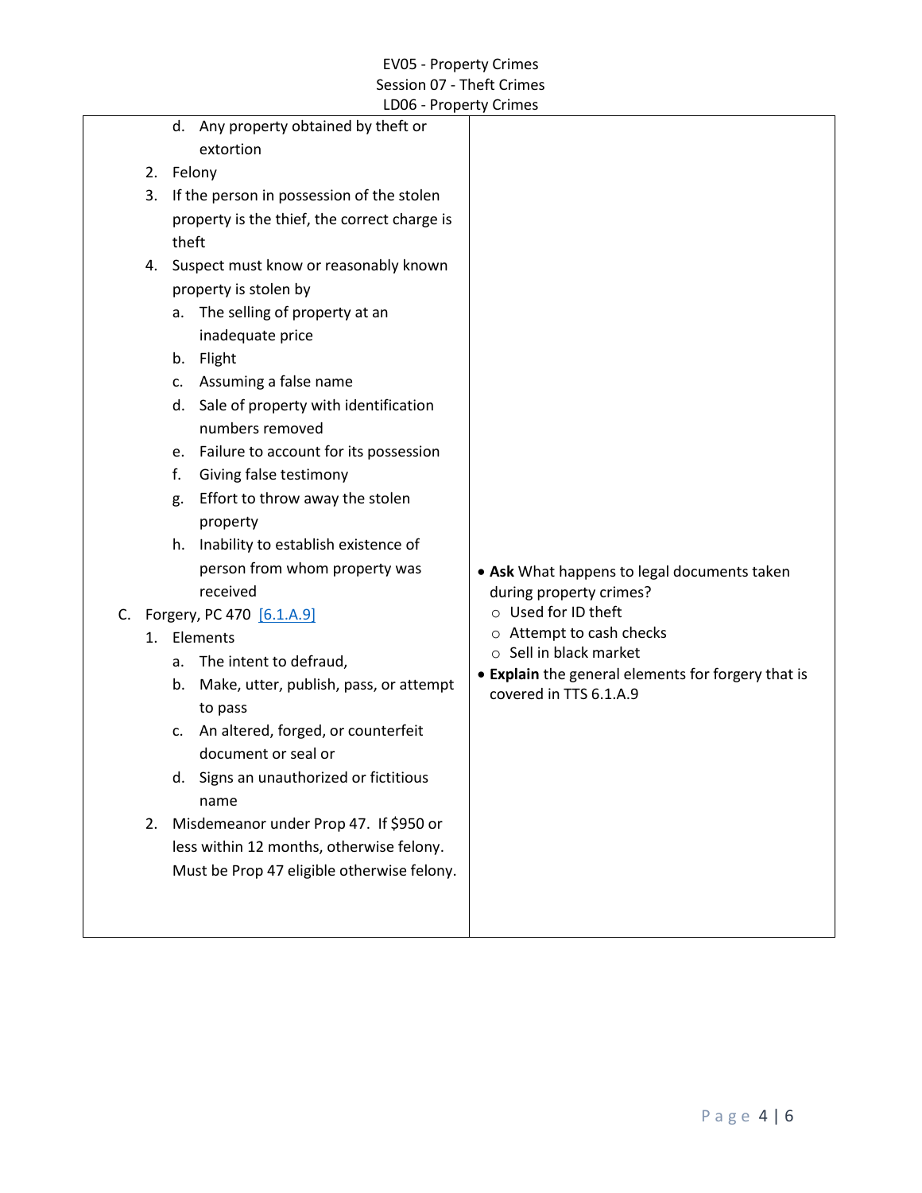| | |
|---|---|
| d. Any property obtained by theft or extortion<br>2. Felony<br>3. If the person in possession of the stolen property is the thief, the correct charge is theft<br>4. Suspect must know or reasonably known property is stolen by<br>a. The selling of property at an inadequate price<br>b. Flight<br>c. Assuming a false name<br>d. Sale of property with identification numbers removed<br>e. Failure to account for its possession<br>f. Giving false testimony<br>g. Effort to throw away the stolen property<br>h. Inability to establish existence of person from whom property was received<br>C. Forgery, PC 470 [6.1.A.9]<br>1. Elements<br>a. The intent to defraud,<br>b. Make, utter, publish, pass, or attempt to pass<br>c. An altered, forged, or counterfeit document or seal or<br>d. Signs an unauthorized or fictitious name<br>2. Misdemeanor under Prop 47. If $950 or less within 12 months, otherwise felony. Must be Prop 47 eligible otherwise felony. | • **Ask** What happens to legal documents taken during property crimes?<br>○ Used for ID theft<br>○ Attempt to cash checks<br>○ Sell in black market<br>• **Explain** the general elements for forgery that is covered in TTS 6.1.A.9 |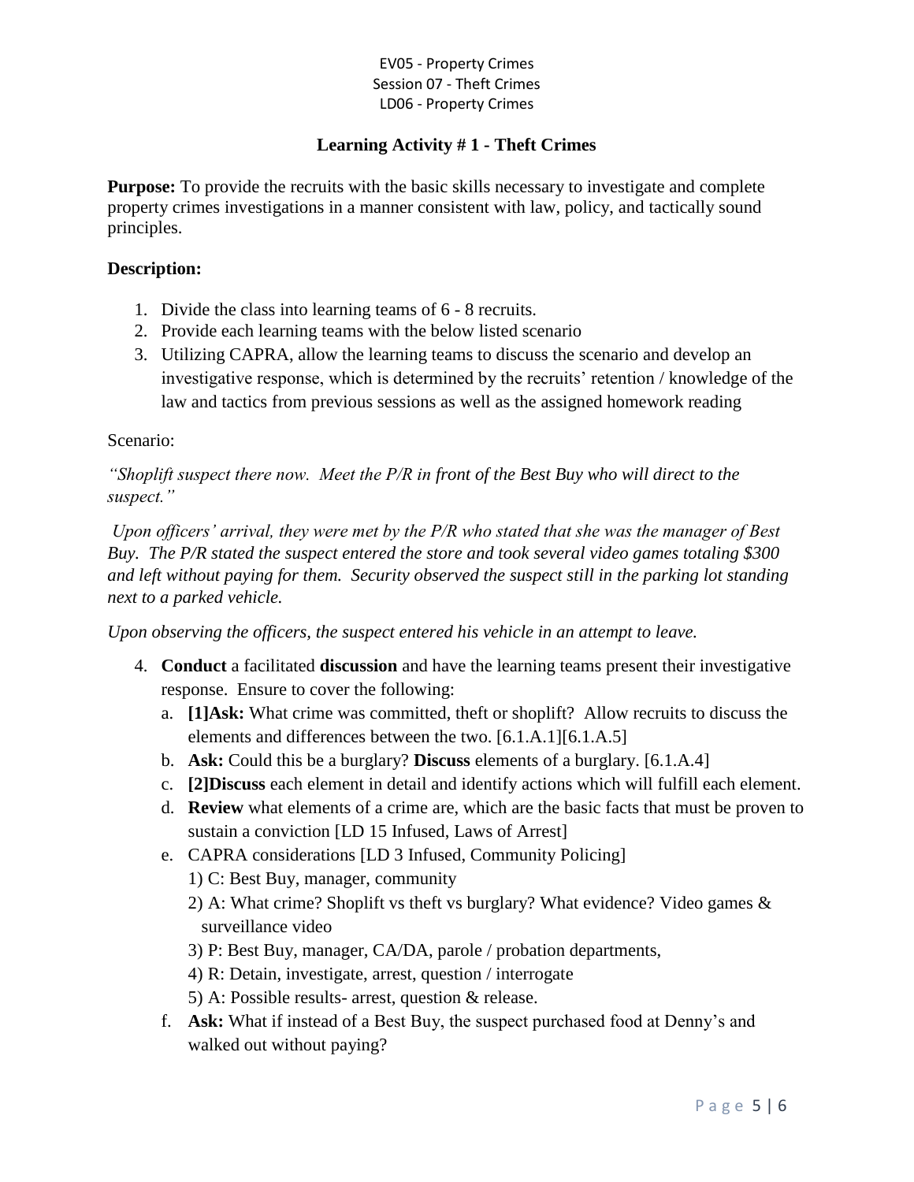EV05 - Property Crimes
Session 07 - Theft Crimes
LD06 - Property Crimes

## Learning Activity # 1 - Theft Crimes

**Purpose:** To provide the recruits with the basic skills necessary to investigate and complete property crimes investigations in a manner consistent with law, policy, and tactically sound principles.

**Description:**

1. Divide the class into learning teams of 6 - 8 recruits.
2. Provide each learning teams with the below listed scenario
3. Utilizing CAPRA, allow the learning teams to discuss the scenario and develop an investigative response, which is determined by the recruits' retention / knowledge of the law and tactics from previous sessions as well as the assigned homework reading

Scenario:

*"Shoplift suspect there now. Meet the P/R in front of the Best Buy who will direct to the suspect."*

*Upon officers' arrival, they were met by the P/R who stated that she was the manager of Best Buy. The P/R stated the suspect entered the store and took several video games totaling $300 and left without paying for them. Security observed the suspect still in the parking lot standing next to a parked vehicle.*

*Upon observing the officers, the suspect entered his vehicle in an attempt to leave.*

4. **Conduct** a facilitated **discussion** and have the learning teams present their investigative response. Ensure to cover the following:
   a. **[1]Ask:** What crime was committed, theft or shoplift? Allow recruits to discuss the elements and differences between the two. [6.1.A.1][6.1.A.5]
   b. **Ask:** Could this be a burglary? **Discuss** elements of a burglary. [6.1.A.4]
   c. **[2]Discuss** each element in detail and identify actions which will fulfill each element.
   d. **Review** what elements of a crime are, which are the basic facts that must be proven to sustain a conviction [LD 15 Infused, Laws of Arrest]
   e. CAPRA considerations [LD 3 Infused, Community Policing]
      1) C: Best Buy, manager, community
      2) A: What crime? Shoplift vs theft vs burglary? What evidence? Video games & surveillance video
      3) P: Best Buy, manager, CA/DA, parole / probation departments,
      4) R: Detain, investigate, arrest, question / interrogate
      5) A: Possible results- arrest, question & release.
   f. **Ask:** What if instead of a Best Buy, the suspect purchased food at Denny's and walked out without paying?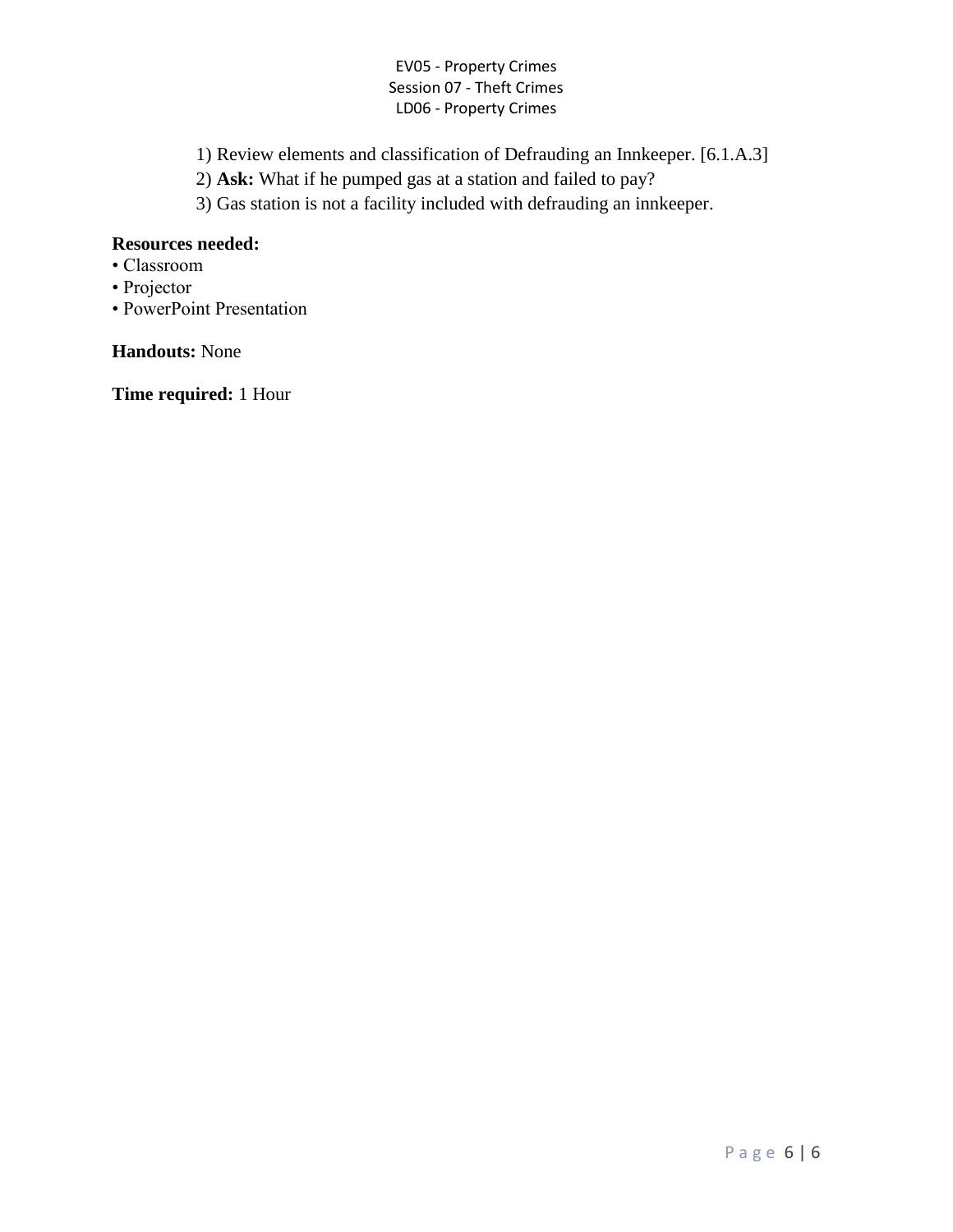1) Review elements and classification of Defrauding an Innkeeper. [6.1.A.3]
2) **Ask:** What if he pumped gas at a station and failed to pay?
3) Gas station is not a facility included with defrauding an innkeeper.

**Resources needed:**

- Classroom
- Projector
- PowerPoint Presentation

**Handouts:** None

**Time required:** 1 Hour